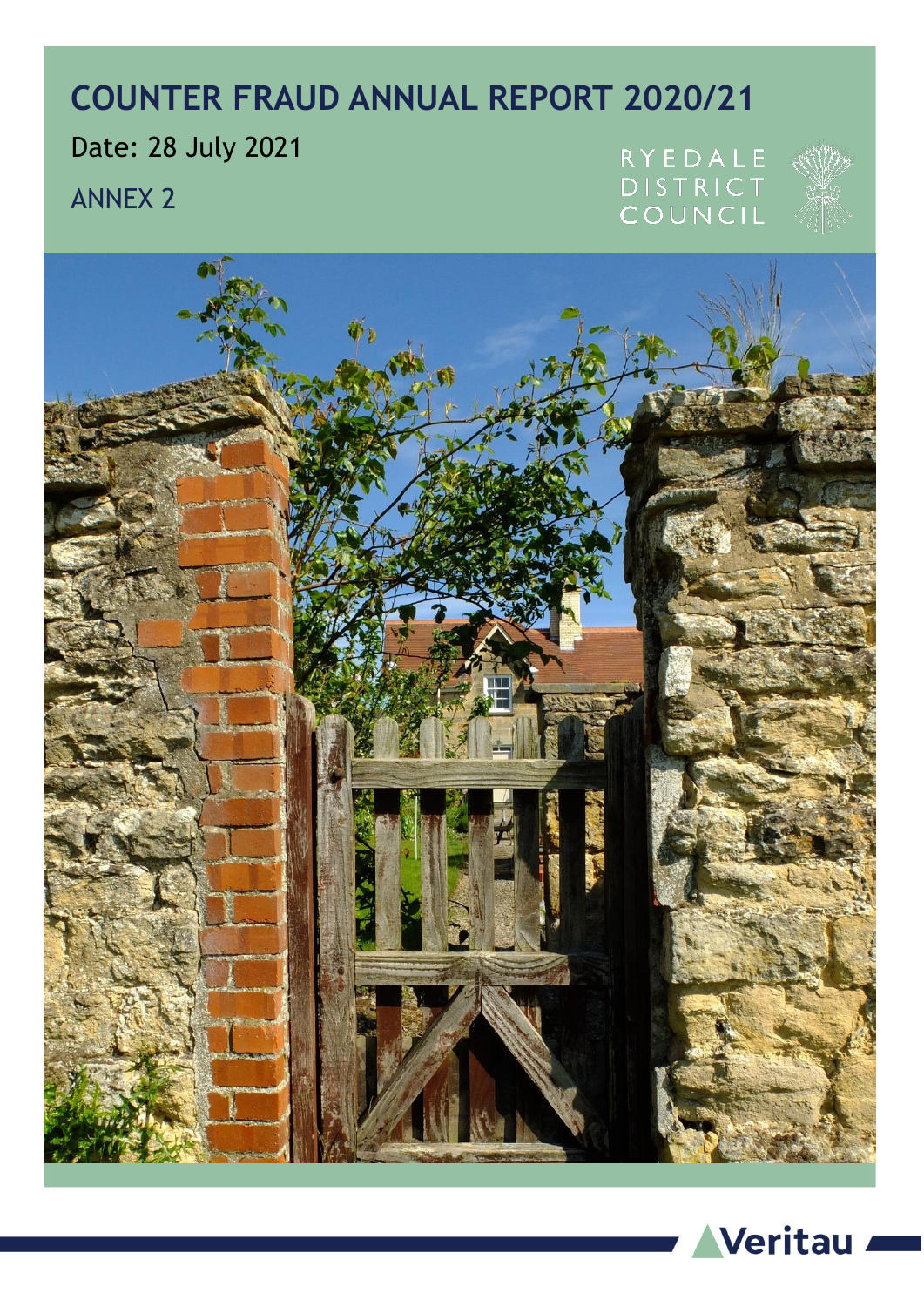# COUNTER FRAUD ANNUAL REPORT 2020/21

Date: 28 July 2021

ANNEX 2

RYEDALE DISTRICT COUNCIL

Veritau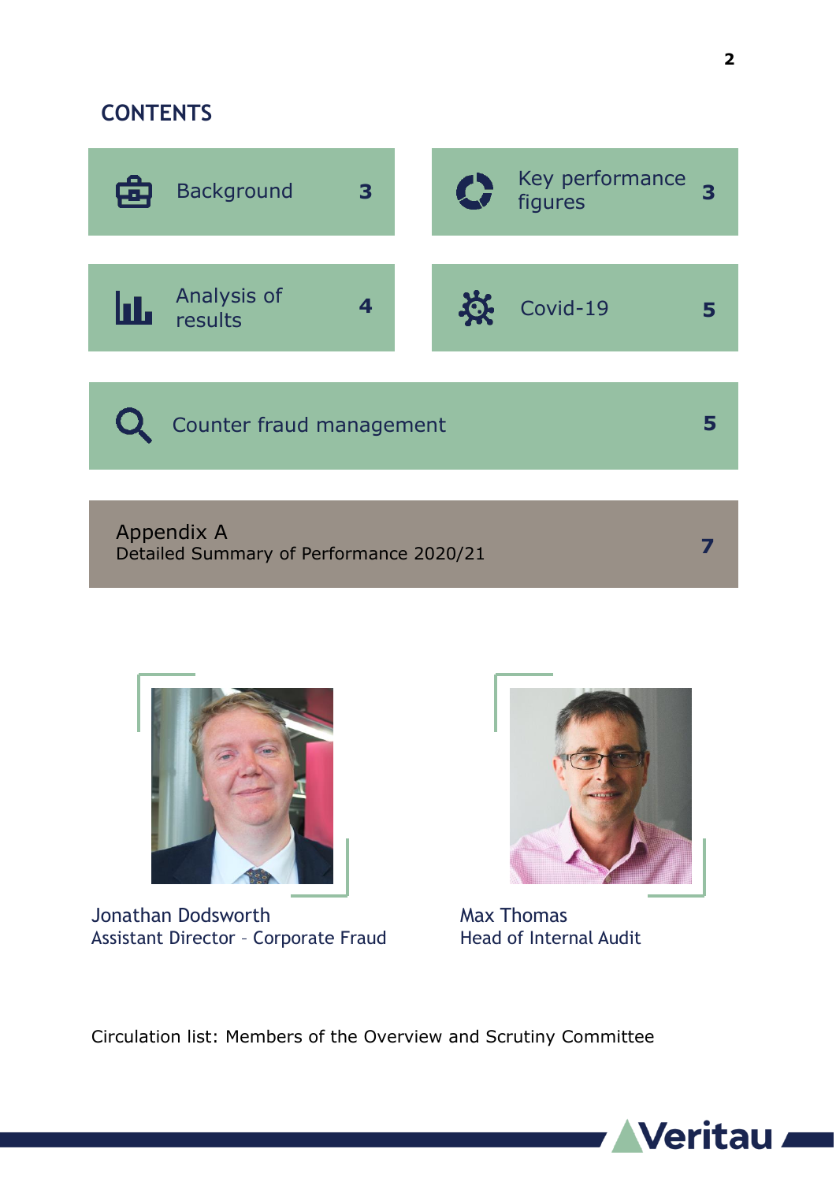## CONTENTS

| Section | Page |
|---|---|
| Background | 3 |
| Key performance figures | 3 |
| Analysis of results | 4 |
| Covid-19 | 5 |
| Counter fraud management | 5 |
| Appendix A<br>Detailed Summary of Performance 2020/21 | 7 |

Jonathan Dodsworth
Assistant Director - Corporate Fraud

Max Thomas
Head of Internal Audit

Circulation list: Members of the Overview and Scrutiny Committee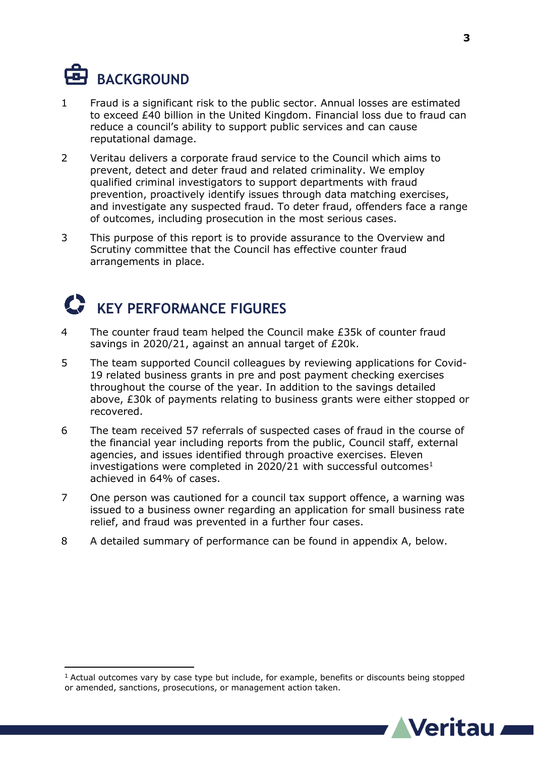## BACKGROUND

1 Fraud is a significant risk to the public sector. Annual losses are estimated to exceed £40 billion in the United Kingdom. Financial loss due to fraud can reduce a council's ability to support public services and can cause reputational damage.

2 Veritau delivers a corporate fraud service to the Council which aims to prevent, detect and deter fraud and related criminality. We employ qualified criminal investigators to support departments with fraud prevention, proactively identify issues through data matching exercises, and investigate any suspected fraud. To deter fraud, offenders face a range of outcomes, including prosecution in the most serious cases.

3 This purpose of this report is to provide assurance to the Overview and Scrutiny committee that the Council has effective counter fraud arrangements in place.

## KEY PERFORMANCE FIGURES

4 The counter fraud team helped the Council make £35k of counter fraud savings in 2020/21, against an annual target of £20k.

5 The team supported Council colleagues by reviewing applications for Covid-19 related business grants in pre and post payment checking exercises throughout the course of the year. In addition to the savings detailed above, £30k of payments relating to business grants were either stopped or recovered.

6 The team received 57 referrals of suspected cases of fraud in the course of the financial year including reports from the public, Council staff, external agencies, and issues identified through proactive exercises. Eleven investigations were completed in 2020/21 with successful outcomes[1] achieved in 64% of cases.

7 One person was cautioned for a council tax support offence, a warning was issued to a business owner regarding an application for small business rate relief, and fraud was prevented in a further four cases.

8 A detailed summary of performance can be found in appendix A, below.

[1] Actual outcomes vary by case type but include, for example, benefits or discounts being stopped or amended, sanctions, prosecutions, or management action taken.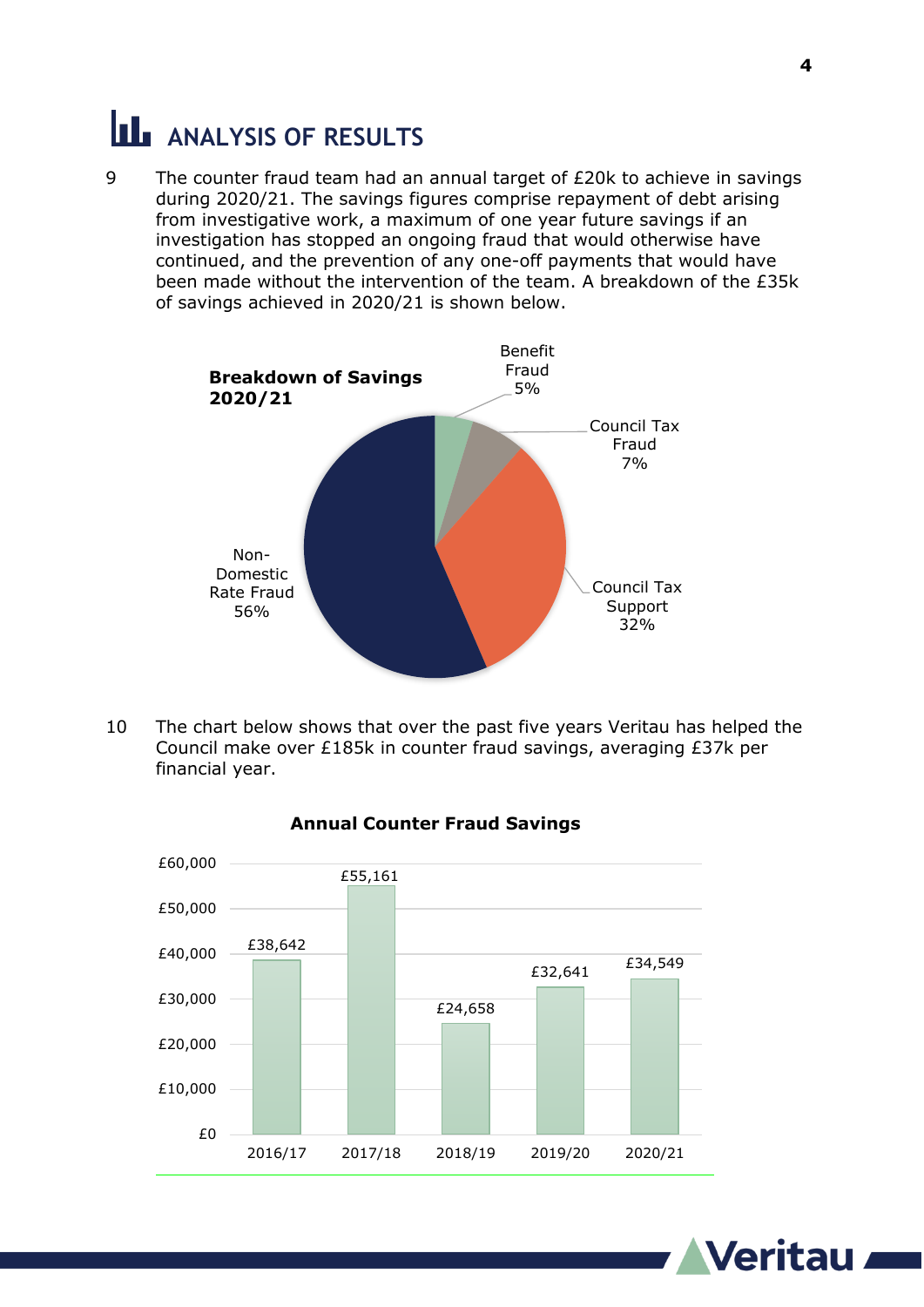## ANALYSIS OF RESULTS

9 The counter fraud team had an annual target of £20k to achieve in savings during 2020/21. The savings figures comprise repayment of debt arising from investigative work, a maximum of one year future savings if an investigation has stopped an ongoing fraud that would otherwise have continued, and the prevention of any one-off payments that would have been made without the intervention of the team. A breakdown of the £35k of savings achieved in 2020/21 is shown below.

**Breakdown of Savings 2020/21**

| Category | Share |
|---|---|
| Benefit Fraud | 5% |
| Council Tax Fraud | 7% |
| Council Tax Support | 32% |
| Non-Domestic Rate Fraud | 56% |

10 The chart below shows that over the past five years Veritau has helped the Council make over £185k in counter fraud savings, averaging £37k per financial year.

**Annual Counter Fraud Savings**

| Year | Savings |
|---|---|
| 2016/17 | £38,642 |
| 2017/18 | £55,161 |
| 2018/19 | £24,658 |
| 2019/20 | £32,641 |
| 2020/21 | £34,549 |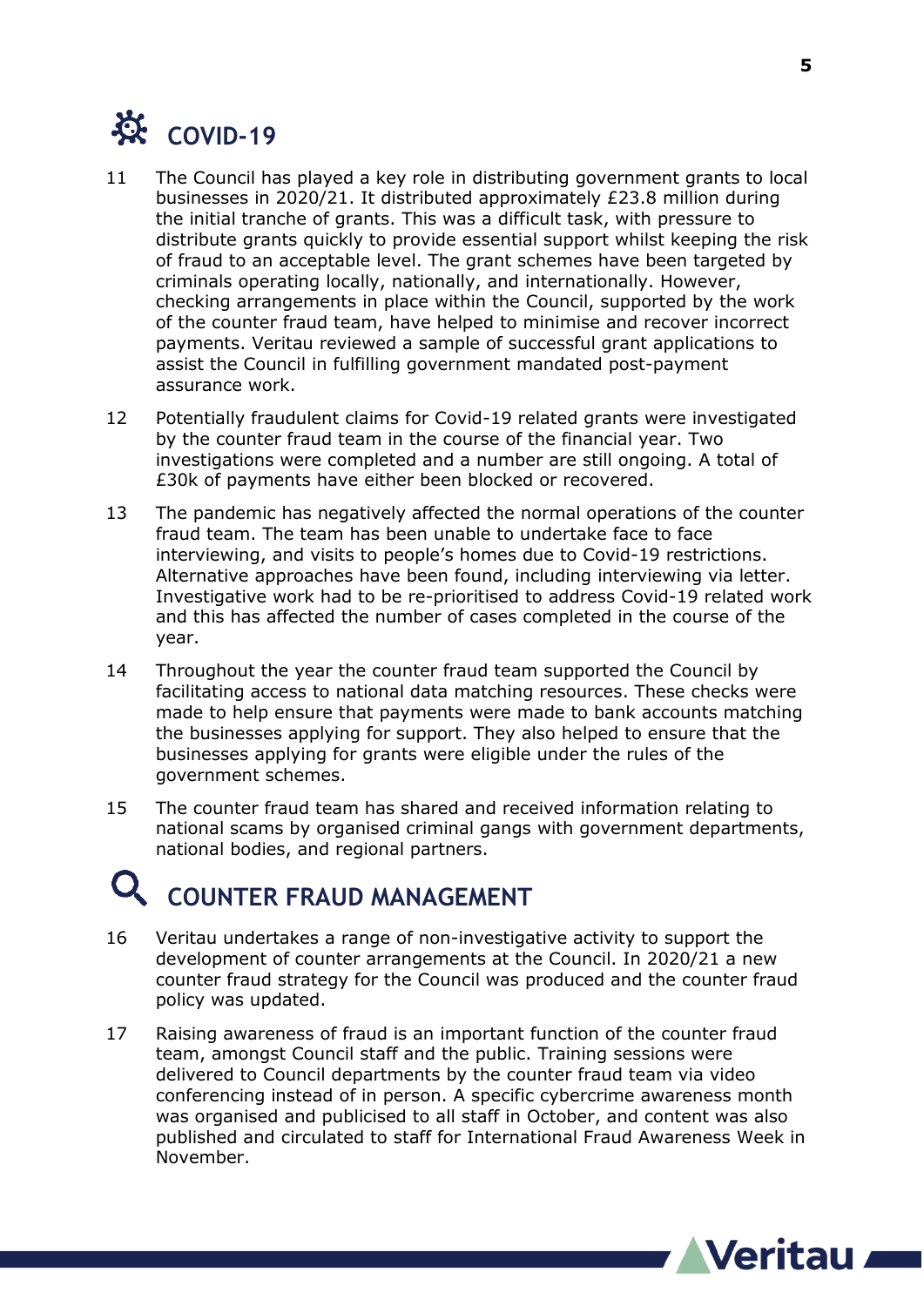## COVID-19

11 The Council has played a key role in distributing government grants to local businesses in 2020/21. It distributed approximately £23.8 million during the initial tranche of grants. This was a difficult task, with pressure to distribute grants quickly to provide essential support whilst keeping the risk of fraud to an acceptable level. The grant schemes have been targeted by criminals operating locally, nationally, and internationally. However, checking arrangements in place within the Council, supported by the work of the counter fraud team, have helped to minimise and recover incorrect payments. Veritau reviewed a sample of successful grant applications to assist the Council in fulfilling government mandated post-payment assurance work.

12 Potentially fraudulent claims for Covid-19 related grants were investigated by the counter fraud team in the course of the financial year. Two investigations were completed and a number are still ongoing. A total of £30k of payments have either been blocked or recovered.

13 The pandemic has negatively affected the normal operations of the counter fraud team. The team has been unable to undertake face to face interviewing, and visits to people's homes due to Covid-19 restrictions. Alternative approaches have been found, including interviewing via letter. Investigative work had to be re-prioritised to address Covid-19 related work and this has affected the number of cases completed in the course of the year.

14 Throughout the year the counter fraud team supported the Council by facilitating access to national data matching resources. These checks were made to help ensure that payments were made to bank accounts matching the businesses applying for support. They also helped to ensure that the businesses applying for grants were eligible under the rules of the government schemes.

15 The counter fraud team has shared and received information relating to national scams by organised criminal gangs with government departments, national bodies, and regional partners.

## COUNTER FRAUD MANAGEMENT

16 Veritau undertakes a range of non-investigative activity to support the development of counter arrangements at the Council. In 2020/21 a new counter fraud strategy for the Council was produced and the counter fraud policy was updated.

17 Raising awareness of fraud is an important function of the counter fraud team, amongst Council staff and the public. Training sessions were delivered to Council departments by the counter fraud team via video conferencing instead of in person. A specific cybercrime awareness month was organised and publicised to all staff in October, and content was also published and circulated to staff for International Fraud Awareness Week in November.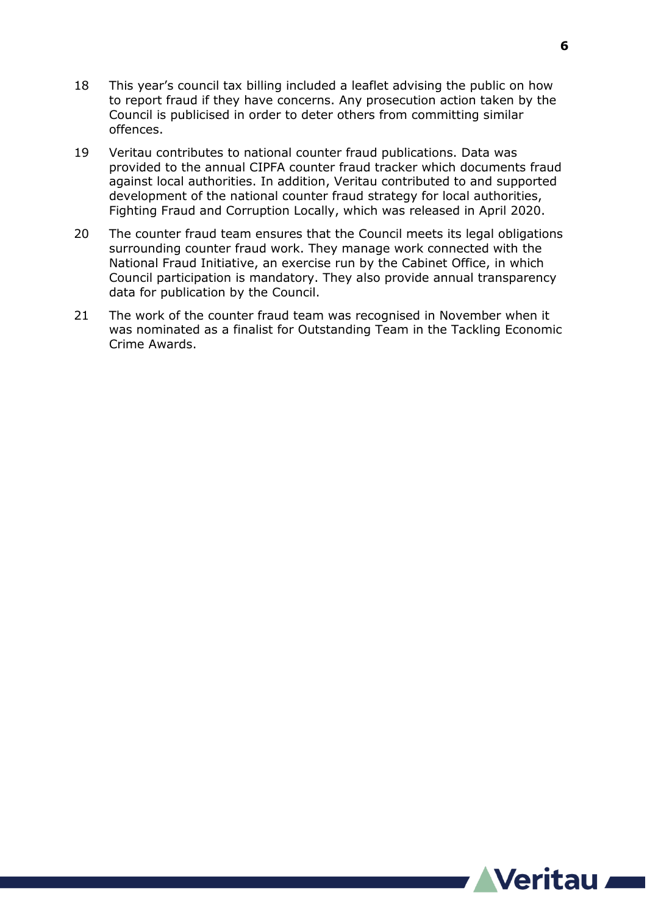18 This year's council tax billing included a leaflet advising the public on how to report fraud if they have concerns. Any prosecution action taken by the Council is publicised in order to deter others from committing similar offences.

19 Veritau contributes to national counter fraud publications. Data was provided to the annual CIPFA counter fraud tracker which documents fraud against local authorities. In addition, Veritau contributed to and supported development of the national counter fraud strategy for local authorities, Fighting Fraud and Corruption Locally, which was released in April 2020.

20 The counter fraud team ensures that the Council meets its legal obligations surrounding counter fraud work. They manage work connected with the National Fraud Initiative, an exercise run by the Cabinet Office, in which Council participation is mandatory. They also provide annual transparency data for publication by the Council.

21 The work of the counter fraud team was recognised in November when it was nominated as a finalist for Outstanding Team in the Tackling Economic Crime Awards.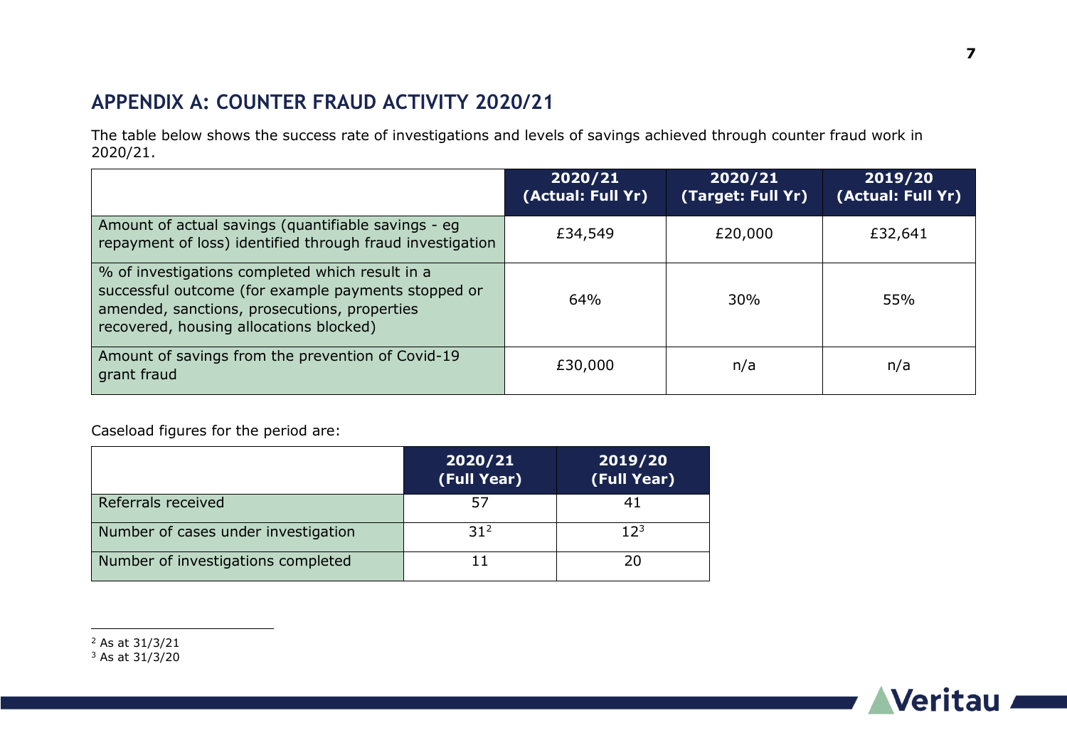## APPENDIX A: COUNTER FRAUD ACTIVITY 2020/21

The table below shows the success rate of investigations and levels of savings achieved through counter fraud work in 2020/21.

| | 2020/21 (Actual: Full Yr) | 2020/21 (Target: Full Yr) | 2019/20 (Actual: Full Yr) |
|---|---|---|---|
| Amount of actual savings (quantifiable savings - eg repayment of loss) identified through fraud investigation | £34,549 | £20,000 | £32,641 |
| % of investigations completed which result in a successful outcome (for example payments stopped or amended, sanctions, prosecutions, properties recovered, housing allocations blocked) | 64% | 30% | 55% |
| Amount of savings from the prevention of Covid-19 grant fraud | £30,000 | n/a | n/a |

Caseload figures for the period are:

| | 2020/21 (Full Year) | 2019/20 (Full Year) |
|---|---|---|
| Referrals received | 57 | 41 |
| Number of cases under investigation | 31[2] | 12[3] |
| Number of investigations completed | 11 | 20 |

[2] As at 31/3/21

[3] As at 31/3/20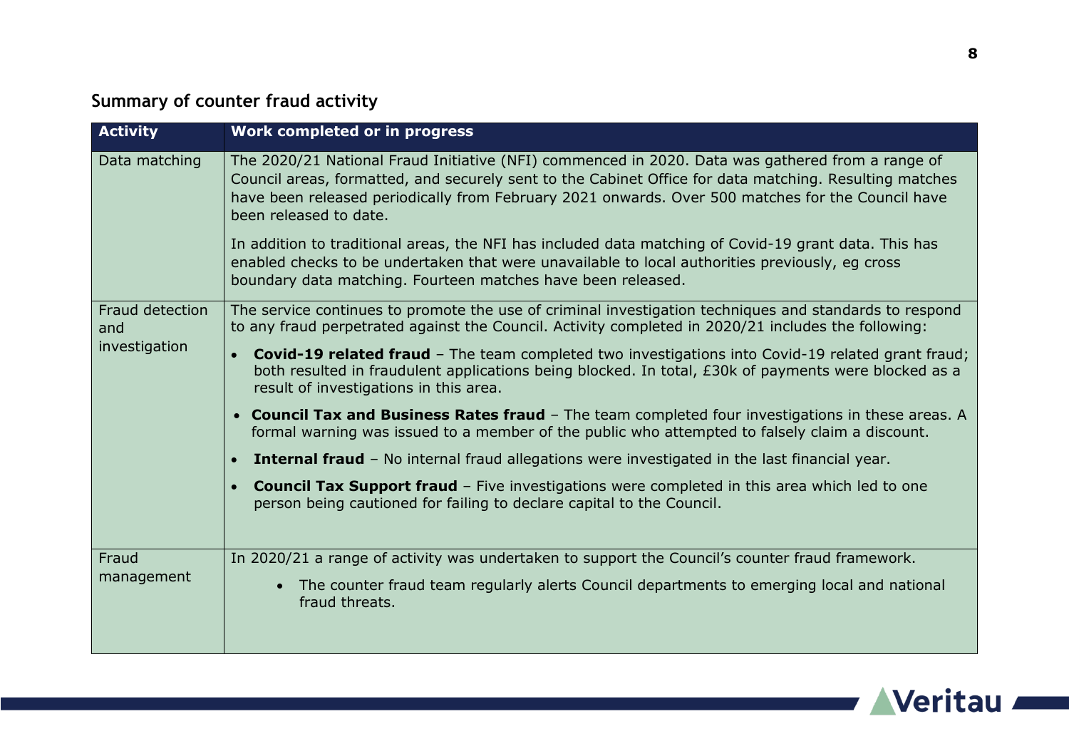## Summary of counter fraud activity

| Activity | Work completed or in progress |
| --- | --- |
| Data matching | The 2020/21 National Fraud Initiative (NFI) commenced in 2020. Data was gathered from a range of Council areas, formatted, and securely sent to the Cabinet Office for data matching. Resulting matches have been released periodically from February 2021 onwards. Over 500 matches for the Council have been released to date.<br><br>In addition to traditional areas, the NFI has included data matching of Covid-19 grant data. This has enabled checks to be undertaken that were unavailable to local authorities previously, eg cross boundary data matching. Fourteen matches have been released. |
| Fraud detection and investigation | The service continues to promote the use of criminal investigation techniques and standards to respond to any fraud perpetrated against the Council. Activity completed in 2020/21 includes the following:<br><br>• **Covid-19 related fraud** – The team completed two investigations into Covid-19 related grant fraud; both resulted in fraudulent applications being blocked. In total, £30k of payments were blocked as a result of investigations in this area.<br><br>• **Council Tax and Business Rates fraud** – The team completed four investigations in these areas. A formal warning was issued to a member of the public who attempted to falsely claim a discount.<br><br>• **Internal fraud** – No internal fraud allegations were investigated in the last financial year.<br><br>• **Council Tax Support fraud** – Five investigations were completed in this area which led to one person being cautioned for failing to declare capital to the Council. |
| Fraud management | In 2020/21 a range of activity was undertaken to support the Council's counter fraud framework.<br><br>• The counter fraud team regularly alerts Council departments to emerging local and national fraud threats. |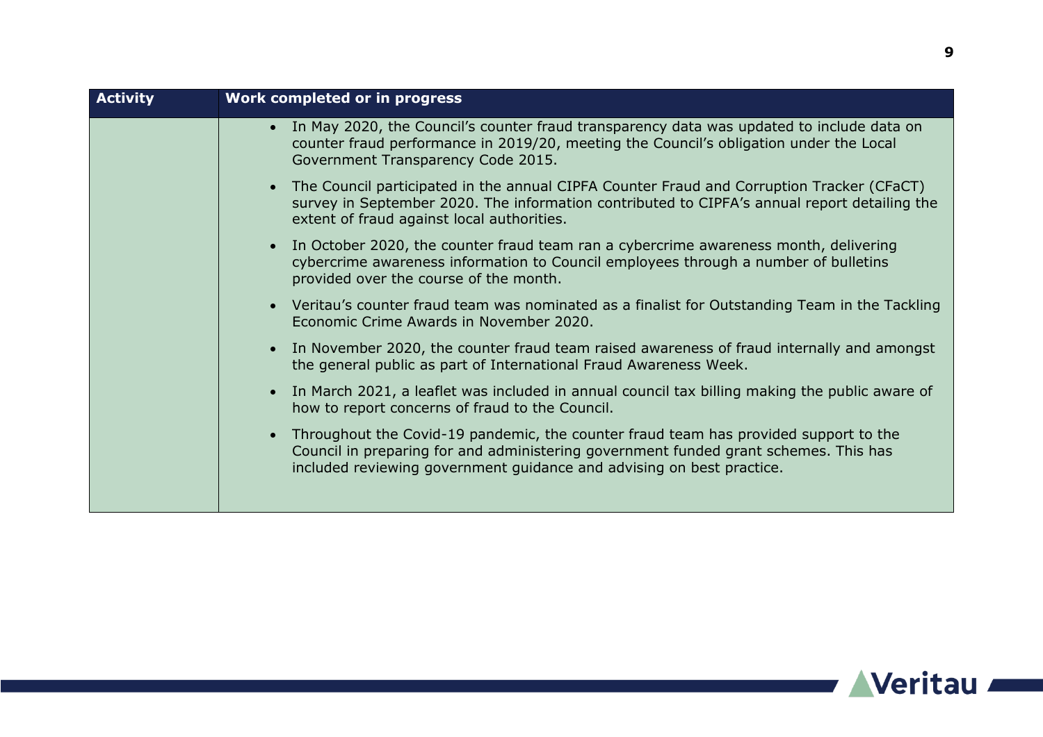| Activity | Work completed or in progress |
| --- | --- |
| | • In May 2020, the Council's counter fraud transparency data was updated to include data on counter fraud performance in 2019/20, meeting the Council's obligation under the Local Government Transparency Code 2015.<br>• The Council participated in the annual CIPFA Counter Fraud and Corruption Tracker (CFaCT) survey in September 2020. The information contributed to CIPFA's annual report detailing the extent of fraud against local authorities.<br>• In October 2020, the counter fraud team ran a cybercrime awareness month, delivering cybercrime awareness information to Council employees through a number of bulletins provided over the course of the month.<br>• Veritau's counter fraud team was nominated as a finalist for Outstanding Team in the Tackling Economic Crime Awards in November 2020.<br>• In November 2020, the counter fraud team raised awareness of fraud internally and amongst the general public as part of International Fraud Awareness Week.<br>• In March 2021, a leaflet was included in annual council tax billing making the public aware of how to report concerns of fraud to the Council.<br>• Throughout the Covid-19 pandemic, the counter fraud team has provided support to the Council in preparing for and administering government funded grant schemes. This has included reviewing government guidance and advising on best practice. |